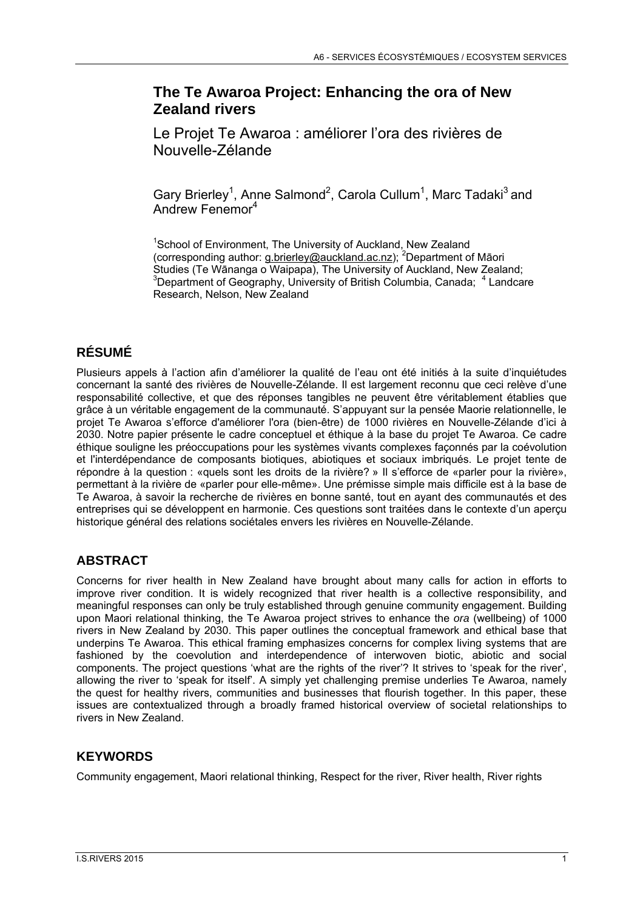# The Te Awaroa Project: Enhancing the ora of New Zealand rivers

## Le Projet Te Awaroa : améliorer l'ora des rivières de Nouvelle-Zélande

Gary Brierley[1], Anne Salmond[2], Carola Cullum[1], Marc Tadaki[3] and Andrew Fenemor[4]

[1]School of Environment, The University of Auckland, New Zealand (corresponding author: g.brierley@auckland.ac.nz); [2]Department of Māori Studies (Te Wānanga o Waipapa), The University of Auckland, New Zealand; [3]Department of Geography, University of British Columbia, Canada; [4] Landcare Research, Nelson, New Zealand

## RÉSUMÉ

Plusieurs appels à l'action afin d'améliorer la qualité de l'eau ont été initiés à la suite d'inquiétudes concernant la santé des rivières de Nouvelle-Zélande. Il est largement reconnu que ceci relève d'une responsabilité collective, et que des réponses tangibles ne peuvent être véritablement établies que grâce à un véritable engagement de la communauté. S'appuyant sur la pensée Maorie relationnelle, le projet Te Awaroa s'efforce d'améliorer l'ora (bien-être) de 1000 rivières en Nouvelle-Zélande d'ici à 2030. Notre papier présente le cadre conceptuel et éthique à la base du projet Te Awaroa. Ce cadre éthique souligne les préoccupations pour les systèmes vivants complexes façonnés par la coévolution et l'interdépendance de composants biotiques, abiotiques et sociaux imbriqués. Le projet tente de répondre à la question : «quels sont les droits de la rivière? » Il s'efforce de «parler pour la rivière», permettant à la rivière de «parler pour elle-même». Une prémisse simple mais difficile est à la base de Te Awaroa, à savoir la recherche de rivières en bonne santé, tout en ayant des communautés et des entreprises qui se développent en harmonie. Ces questions sont traitées dans le contexte d'un aperçu historique général des relations sociétales envers les rivières en Nouvelle-Zélande.

## ABSTRACT

Concerns for river health in New Zealand have brought about many calls for action in efforts to improve river condition. It is widely recognized that river health is a collective responsibility, and meaningful responses can only be truly established through genuine community engagement. Building upon Maori relational thinking, the Te Awaroa project strives to enhance the *ora* (wellbeing) of 1000 rivers in New Zealand by 2030. This paper outlines the conceptual framework and ethical base that underpins Te Awaroa. This ethical framing emphasizes concerns for complex living systems that are fashioned by the coevolution and interdependence of interwoven biotic, abiotic and social components. The project questions 'what are the rights of the river'? It strives to 'speak for the river', allowing the river to 'speak for itself'. A simply yet challenging premise underlies Te Awaroa, namely the quest for healthy rivers, communities and businesses that flourish together. In this paper, these issues are contextualized through a broadly framed historical overview of societal relationships to rivers in New Zealand.

## KEYWORDS

Community engagement, Maori relational thinking, Respect for the river, River health, River rights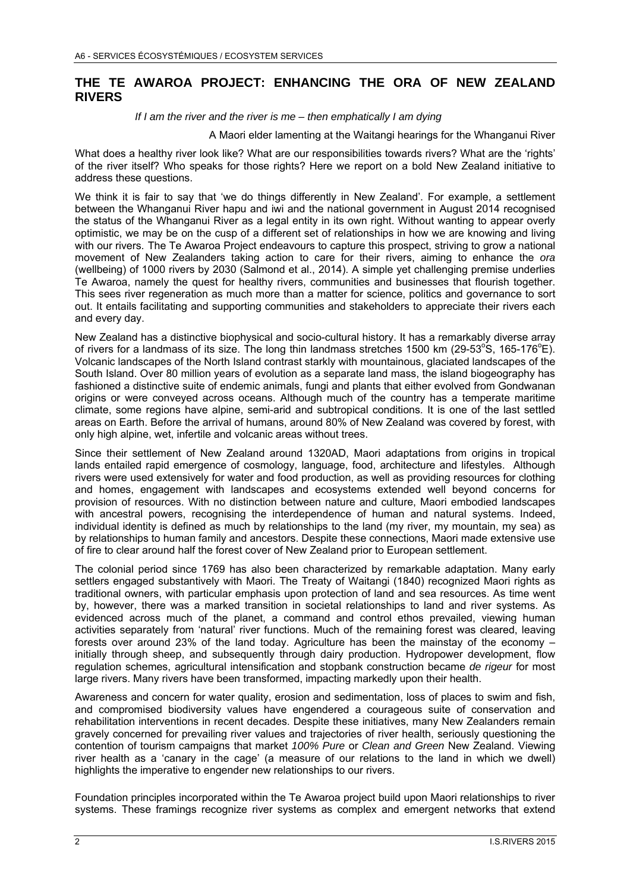# THE TE AWAROA PROJECT: ENHANCING THE ORA OF NEW ZEALAND RIVERS

*If I am the river and the river is me – then emphatically I am dying*

A Maori elder lamenting at the Waitangi hearings for the Whanganui River

What does a healthy river look like? What are our responsibilities towards rivers? What are the 'rights' of the river itself? Who speaks for those rights? Here we report on a bold New Zealand initiative to address these questions.

We think it is fair to say that 'we do things differently in New Zealand'. For example, a settlement between the Whanganui River hapu and iwi and the national government in August 2014 recognised the status of the Whanganui River as a legal entity in its own right. Without wanting to appear overly optimistic, we may be on the cusp of a different set of relationships in how we are knowing and living with our rivers. The Te Awaroa Project endeavours to capture this prospect, striving to grow a national movement of New Zealanders taking action to care for their rivers, aiming to enhance the *ora* (wellbeing) of 1000 rivers by 2030 (Salmond et al., 2014). A simple yet challenging premise underlies Te Awaroa, namely the quest for healthy rivers, communities and businesses that flourish together. This sees river regeneration as much more than a matter for science, politics and governance to sort out. It entails facilitating and supporting communities and stakeholders to appreciate their rivers each and every day.

New Zealand has a distinctive biophysical and socio-cultural history. It has a remarkably diverse array of rivers for a landmass of its size. The long thin landmass stretches 1500 km (29-53°S, 165-176°E). Volcanic landscapes of the North Island contrast starkly with mountainous, glaciated landscapes of the South Island. Over 80 million years of evolution as a separate land mass, the island biogeography has fashioned a distinctive suite of endemic animals, fungi and plants that either evolved from Gondwanan origins or were conveyed across oceans. Although much of the country has a temperate maritime climate, some regions have alpine, semi-arid and subtropical conditions. It is one of the last settled areas on Earth. Before the arrival of humans, around 80% of New Zealand was covered by forest, with only high alpine, wet, infertile and volcanic areas without trees.

Since their settlement of New Zealand around 1320AD, Maori adaptations from origins in tropical lands entailed rapid emergence of cosmology, language, food, architecture and lifestyles. Although rivers were used extensively for water and food production, as well as providing resources for clothing and homes, engagement with landscapes and ecosystems extended well beyond concerns for provision of resources. With no distinction between nature and culture, Maori embodied landscapes with ancestral powers, recognising the interdependence of human and natural systems. Indeed, individual identity is defined as much by relationships to the land (my river, my mountain, my sea) as by relationships to human family and ancestors. Despite these connections, Maori made extensive use of fire to clear around half the forest cover of New Zealand prior to European settlement.

The colonial period since 1769 has also been characterized by remarkable adaptation. Many early settlers engaged substantively with Maori. The Treaty of Waitangi (1840) recognized Maori rights as traditional owners, with particular emphasis upon protection of land and sea resources. As time went by, however, there was a marked transition in societal relationships to land and river systems. As evidenced across much of the planet, a command and control ethos prevailed, viewing human activities separately from 'natural' river functions. Much of the remaining forest was cleared, leaving forests over around 23% of the land today. Agriculture has been the mainstay of the economy – initially through sheep, and subsequently through dairy production. Hydropower development, flow regulation schemes, agricultural intensification and stopbank construction became *de rigeur* for most large rivers. Many rivers have been transformed, impacting markedly upon their health.

Awareness and concern for water quality, erosion and sedimentation, loss of places to swim and fish, and compromised biodiversity values have engendered a courageous suite of conservation and rehabilitation interventions in recent decades. Despite these initiatives, many New Zealanders remain gravely concerned for prevailing river values and trajectories of river health, seriously questioning the contention of tourism campaigns that market *100% Pure* or *Clean and Green* New Zealand. Viewing river health as a 'canary in the cage' (a measure of our relations to the land in which we dwell) highlights the imperative to engender new relationships to our rivers.

Foundation principles incorporated within the Te Awaroa project build upon Maori relationships to river systems. These framings recognize river systems as complex and emergent networks that extend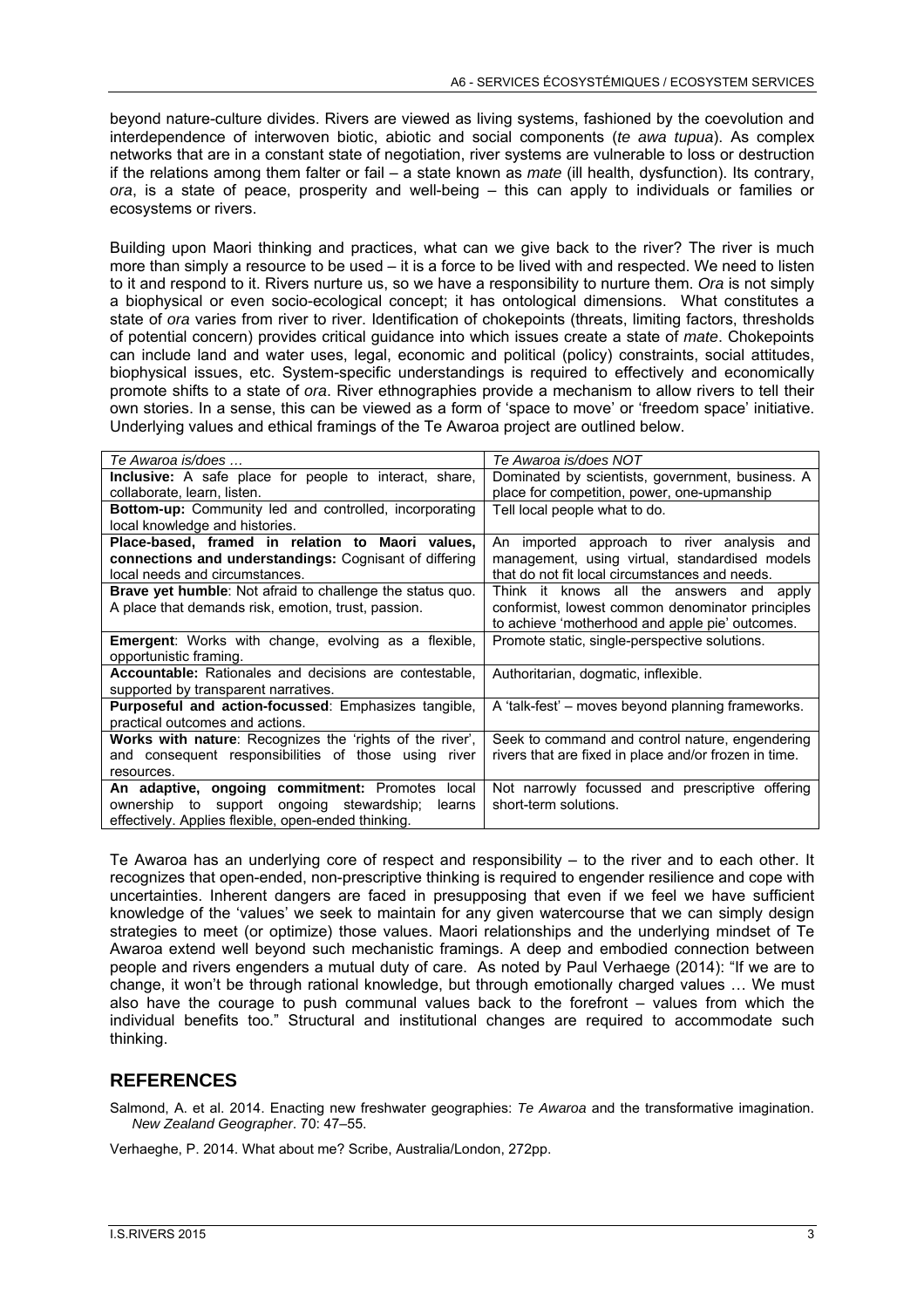beyond nature-culture divides. Rivers are viewed as living systems, fashioned by the coevolution and interdependence of interwoven biotic, abiotic and social components (*te awa tupua*). As complex networks that are in a constant state of negotiation, river systems are vulnerable to loss or destruction if the relations among them falter or fail – a state known as *mate* (ill health, dysfunction). Its contrary, *ora*, is a state of peace, prosperity and well-being – this can apply to individuals or families or ecosystems or rivers.

Building upon Maori thinking and practices, what can we give back to the river? The river is much more than simply a resource to be used – it is a force to be lived with and respected. We need to listen to it and respond to it. Rivers nurture us, so we have a responsibility to nurture them. *Ora* is not simply a biophysical or even socio-ecological concept; it has ontological dimensions. What constitutes a state of *ora* varies from river to river. Identification of chokepoints (threats, limiting factors, thresholds of potential concern) provides critical guidance into which issues create a state of *mate*. Chokepoints can include land and water uses, legal, economic and political (policy) constraints, social attitudes, biophysical issues, etc. System-specific understandings is required to effectively and economically promote shifts to a state of *ora*. River ethnographies provide a mechanism to allow rivers to tell their own stories. In a sense, this can be viewed as a form of 'space to move' or 'freedom space' initiative. Underlying values and ethical framings of the Te Awaroa project are outlined below.

| *Te Awaroa is/does …* | *Te Awaroa is/does NOT* |
|---|---|
| **Inclusive:** A safe place for people to interact, share, collaborate, learn, listen. | Dominated by scientists, government, business. A place for competition, power, one-upmanship |
| **Bottom-up:** Community led and controlled, incorporating local knowledge and histories. | Tell local people what to do. |
| **Place-based, framed in relation to Maori values, connections and understandings:** Cognisant of differing local needs and circumstances. | An imported approach to river analysis and management, using virtual, standardised models that do not fit local circumstances and needs. |
| **Brave yet humble**: Not afraid to challenge the status quo. A place that demands risk, emotion, trust, passion. | Think it knows all the answers and apply conformist, lowest common denominator principles to achieve 'motherhood and apple pie' outcomes. |
| **Emergent**: Works with change, evolving as a flexible, opportunistic framing. | Promote static, single-perspective solutions. |
| **Accountable:** Rationales and decisions are contestable, supported by transparent narratives. | Authoritarian, dogmatic, inflexible. |
| **Purposeful and action-focussed**: Emphasizes tangible, practical outcomes and actions. | A 'talk-fest' – moves beyond planning frameworks. |
| **Works with nature**: Recognizes the 'rights of the river', and consequent responsibilities of those using river resources. | Seek to command and control nature, engendering rivers that are fixed in place and/or frozen in time. |
| **An adaptive, ongoing commitment:** Promotes local ownership to support ongoing stewardship; learns effectively. Applies flexible, open-ended thinking. | Not narrowly focussed and prescriptive offering short-term solutions. |

Te Awaroa has an underlying core of respect and responsibility – to the river and to each other. It recognizes that open-ended, non-prescriptive thinking is required to engender resilience and cope with uncertainties. Inherent dangers are faced in presupposing that even if we feel we have sufficient knowledge of the 'values' we seek to maintain for any given watercourse that we can simply design strategies to meet (or optimize) those values. Maori relationships and the underlying mindset of Te Awaroa extend well beyond such mechanistic framings. A deep and embodied connection between people and rivers engenders a mutual duty of care. As noted by Paul Verhaege (2014): "If we are to change, it won't be through rational knowledge, but through emotionally charged values … We must also have the courage to push communal values back to the forefront – values from which the individual benefits too." Structural and institutional changes are required to accommodate such thinking.

## REFERENCES

Salmond, A. et al. 2014. Enacting new freshwater geographies: *Te Awaroa* and the transformative imagination. *New Zealand Geographer*. 70: 47–55.

Verhaeghe, P. 2014. What about me? Scribe, Australia/London, 272pp.